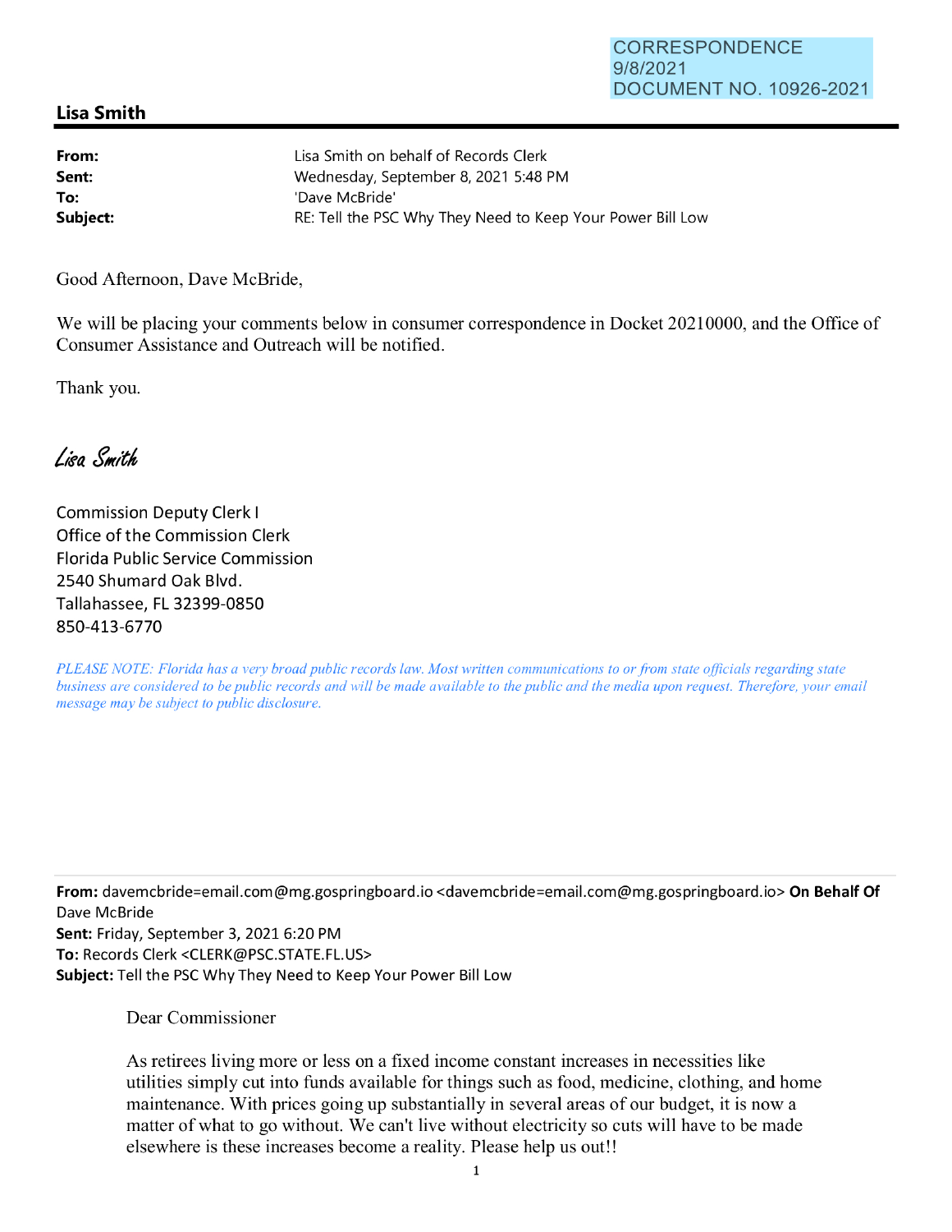CORRESPONDENCE
9/8/2021
DOCUMENT NO. 10926-2021

## Lisa Smith

| | |
|---|---|
| **From:** | Lisa Smith on behalf of Records Clerk |
| **Sent:** | Wednesday, September 8, 2021 5:48 PM |
| **To:** | 'Dave McBride' |
| **Subject:** | RE: Tell the PSC Why They Need to Keep Your Power Bill Low |

Good Afternoon, Dave McBride,

We will be placing your comments below in consumer correspondence in Docket 20210000, and the Office of Consumer Assistance and Outreach will be notified.

Thank you.

*Lisa Smith*

Commission Deputy Clerk I
Office of the Commission Clerk
Florida Public Service Commission
2540 Shumard Oak Blvd.
Tallahassee, FL 32399-0850
850-413-6770

*PLEASE NOTE: Florida has a very broad public records law. Most written communications to or from state officials regarding state business are considered to be public records and will be made available to the public and the media upon request. Therefore, your email message may be subject to public disclosure.*

---

**From:** davemcbride=email.com@mg.gospringboard.io <davemcbride=email.com@mg.gospringboard.io> **On Behalf Of** Dave McBride
**Sent:** Friday, September 3, 2021 6:20 PM
**To:** Records Clerk <CLERK@PSC.STATE.FL.US>
**Subject:** Tell the PSC Why They Need to Keep Your Power Bill Low

Dear Commissioner

As retirees living more or less on a fixed income constant increases in necessities like utilities simply cut into funds available for things such as food, medicine, clothing, and home maintenance. With prices going up substantially in several areas of our budget, it is now a matter of what to go without. We can't live without electricity so cuts will have to be made elsewhere is these increases become a reality. Please help us out!!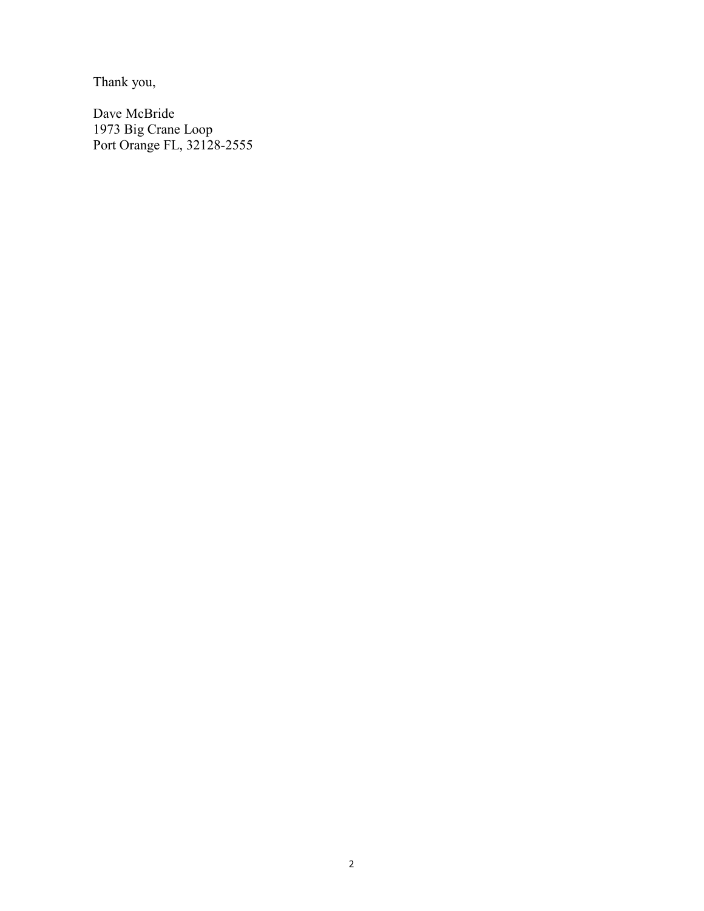Thank you,

Dave McBride
1973 Big Crane Loop
Port Orange FL, 32128-2555